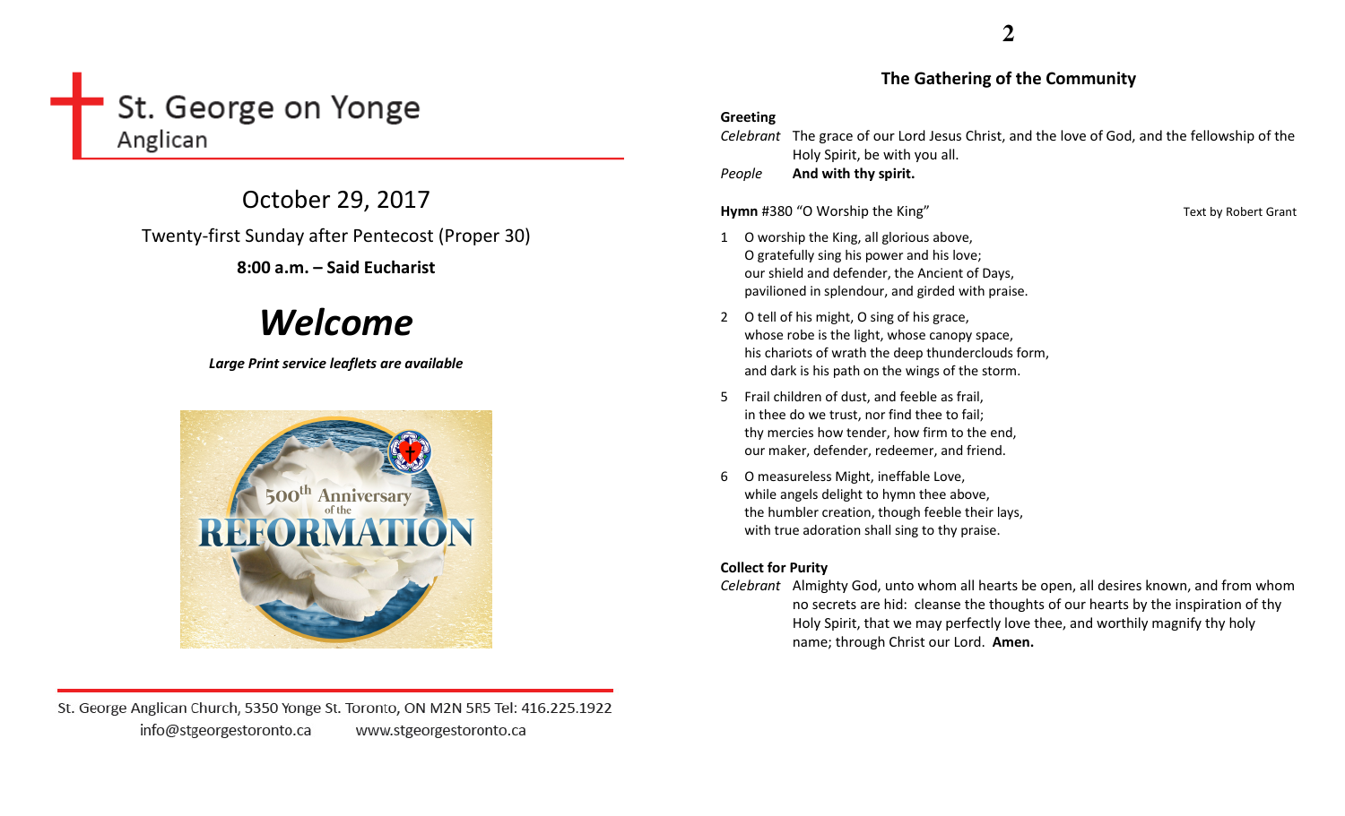# St. George on Yonge

Anglican

## October 29, 2017

Twenty-first Sunday after Pentecost (Proper 30)

**8:00 a.m. – Said Eucharist**

# *Welcome*

***Large Print service leaflets are available***

St. George Anglican Church, 5350 Yonge St. Toronto, ON M2N 5R5 Tel: 416.225.1922

info@stgeorgestoronto.ca www.stgeorgestoronto.ca

## The Gathering of the Community

**Greeting**

*Celebrant* The grace of our Lord Jesus Christ, and the love of God, and the fellowship of the Holy Spirit, be with you all.

*People* **And with thy spirit.**

**Hymn** #380 "O Worship the King" Text by Robert Grant

1 O worship the King, all glorious above,
O gratefully sing his power and his love;
our shield and defender, the Ancient of Days,
pavilioned in splendour, and girded with praise.

2 O tell of his might, O sing of his grace,
whose robe is the light, whose canopy space,
his chariots of wrath the deep thunderclouds form,
and dark is his path on the wings of the storm.

5 Frail children of dust, and feeble as frail,
in thee do we trust, nor find thee to fail;
thy mercies how tender, how firm to the end,
our maker, defender, redeemer, and friend.

6 O measureless Might, ineffable Love,
while angels delight to hymn thee above,
the humbler creation, though feeble their lays,
with true adoration shall sing to thy praise.

**Collect for Purity**

*Celebrant* Almighty God, unto whom all hearts be open, all desires known, and from whom no secrets are hid: cleanse the thoughts of our hearts by the inspiration of thy Holy Spirit, that we may perfectly love thee, and worthily magnify thy holy name; through Christ our Lord. **Amen.**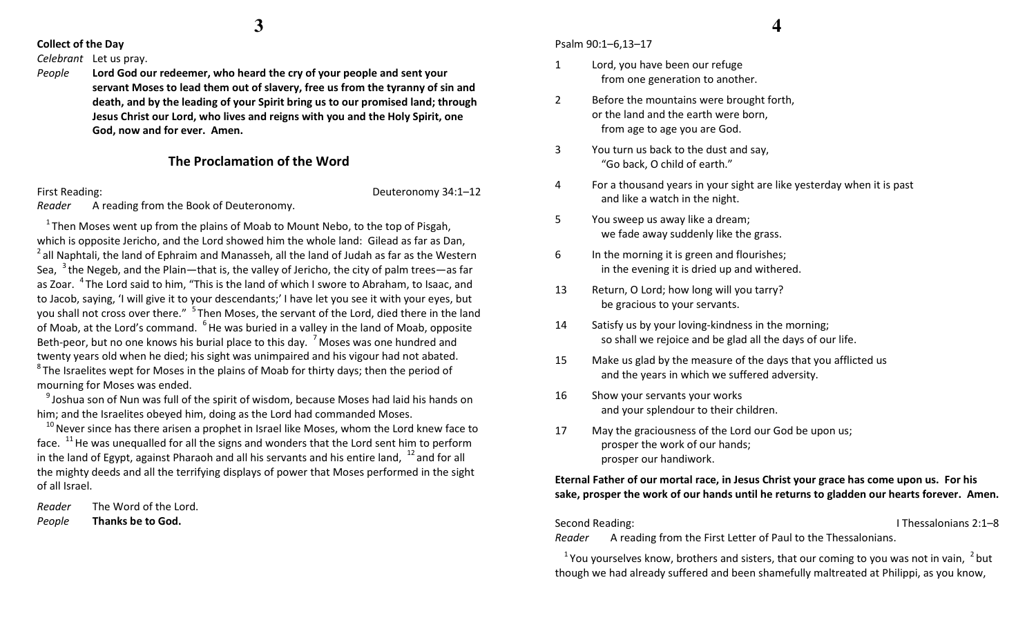**Collect of the Day**

*Celebrant* Let us pray.

*People* **Lord God our redeemer, who heard the cry of your people and sent your servant Moses to lead them out of slavery, free us from the tyranny of sin and death, and by the leading of your Spirit bring us to our promised land; through Jesus Christ our Lord, who lives and reigns with you and the Holy Spirit, one God, now and for ever. Amen.**

## The Proclamation of the Word

First Reading: Deuteronomy 34:1–12

*Reader* A reading from the Book of Deuteronomy.

[1] Then Moses went up from the plains of Moab to Mount Nebo, to the top of Pisgah, which is opposite Jericho, and the Lord showed him the whole land: Gilead as far as Dan, [2] all Naphtali, the land of Ephraim and Manasseh, all the land of Judah as far as the Western Sea, [3] the Negeb, and the Plain—that is, the valley of Jericho, the city of palm trees—as far as Zoar. [4] The Lord said to him, "This is the land of which I swore to Abraham, to Isaac, and to Jacob, saying, 'I will give it to your descendants;' I have let you see it with your eyes, but you shall not cross over there." [5] Then Moses, the servant of the Lord, died there in the land of Moab, at the Lord's command. [6] He was buried in a valley in the land of Moab, opposite Beth-peor, but no one knows his burial place to this day. [7] Moses was one hundred and twenty years old when he died; his sight was unimpaired and his vigour had not abated. [8] The Israelites wept for Moses in the plains of Moab for thirty days; then the period of mourning for Moses was ended.

[9] Joshua son of Nun was full of the spirit of wisdom, because Moses had laid his hands on him; and the Israelites obeyed him, doing as the Lord had commanded Moses.

[10] Never since has there arisen a prophet in Israel like Moses, whom the Lord knew face to face. [11] He was unequalled for all the signs and wonders that the Lord sent him to perform in the land of Egypt, against Pharaoh and all his servants and his entire land, [12] and for all the mighty deeds and all the terrifying displays of power that Moses performed in the sight of all Israel.

*Reader* The Word of the Lord.

*People* **Thanks be to God.**

Psalm 90:1–6,13–17

1 Lord, you have been our refuge
  from one generation to another.

2 Before the mountains were brought forth,
or the land and the earth were born,
  from age to age you are God.

3 You turn us back to the dust and say,
  "Go back, O child of earth."

4 For a thousand years in your sight are like yesterday when it is past
  and like a watch in the night.

5 You sweep us away like a dream;
  we fade away suddenly like the grass.

6 In the morning it is green and flourishes;
  in the evening it is dried up and withered.

13 Return, O Lord; how long will you tarry?
  be gracious to your servants.

14 Satisfy us by your loving-kindness in the morning;
  so shall we rejoice and be glad all the days of our life.

15 Make us glad by the measure of the days that you afflicted us
  and the years in which we suffered adversity.

16 Show your servants your works
  and your splendour to their children.

17 May the graciousness of the Lord our God be upon us;
  prosper the work of our hands;
  prosper our handiwork.

**Eternal Father of our mortal race, in Jesus Christ your grace has come upon us. For his sake, prosper the work of our hands until he returns to gladden our hearts forever. Amen.**

Second Reading: I Thessalonians 2:1–8

*Reader* A reading from the First Letter of Paul to the Thessalonians.

[1] You yourselves know, brothers and sisters, that our coming to you was not in vain, [2] but though we had already suffered and been shamefully maltreated at Philippi, as you know,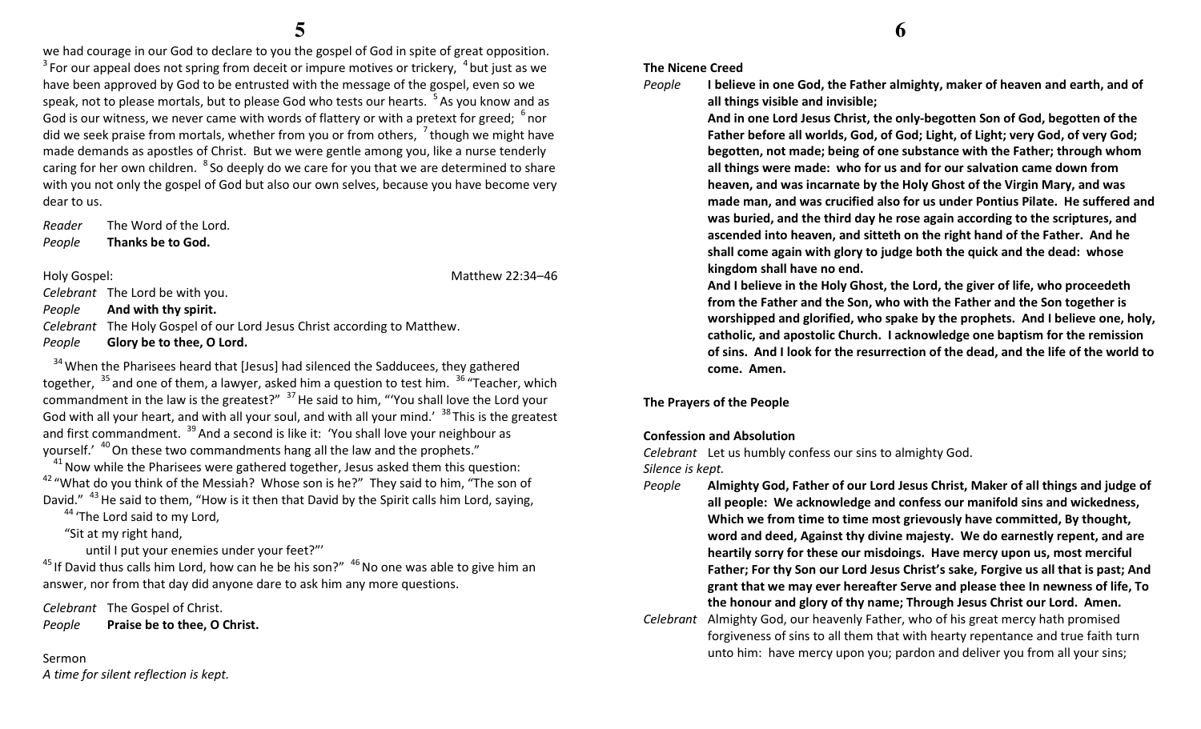we had courage in our God to declare to you the gospel of God in spite of great opposition. [3] For our appeal does not spring from deceit or impure motives or trickery, [4] but just as we have been approved by God to be entrusted with the message of the gospel, even so we speak, not to please mortals, but to please God who tests our hearts. [5] As you know and as God is our witness, we never came with words of flattery or with a pretext for greed; [6] nor did we seek praise from mortals, whether from you or from others, [7] though we might have made demands as apostles of Christ. But we were gentle among you, like a nurse tenderly caring for her own children. [8] So deeply do we care for you that we are determined to share with you not only the gospel of God but also our own selves, because you have become very dear to us.

*Reader* The Word of the Lord.
*People* **Thanks be to God.**

Holy Gospel: Matthew 22:34–46

*Celebrant* The Lord be with you.
*People* **And with thy spirit.**
*Celebrant* The Holy Gospel of our Lord Jesus Christ according to Matthew.
*People* **Glory be to thee, O Lord.**

[34] When the Pharisees heard that [Jesus] had silenced the Sadducees, they gathered together, [35] and one of them, a lawyer, asked him a question to test him. [36] "Teacher, which commandment in the law is the greatest?" [37] He said to him, "'You shall love the Lord your God with all your heart, and with all your soul, and with all your mind.' [38] This is the greatest and first commandment. [39] And a second is like it: 'You shall love your neighbour as yourself.' [40] On these two commandments hang all the law and the prophets."

[41] Now while the Pharisees were gathered together, Jesus asked them this question: [42] "What do you think of the Messiah? Whose son is he?" They said to him, "The son of David." [43] He said to them, "How is it then that David by the Spirit calls him Lord, saying,

[44] 'The Lord said to my Lord,
"Sit at my right hand,
until I put your enemies under your feet?"'

[45] If David thus calls him Lord, how can he be his son?" [46] No one was able to give him an answer, nor from that day did anyone dare to ask him any more questions.

*Celebrant* The Gospel of Christ.
*People* **Praise be to thee, O Christ.**

Sermon
*A time for silent reflection is kept.*

**The Nicene Creed**

*People* **I believe in one God, the Father almighty, maker of heaven and earth, and of all things visible and invisible;**
**And in one Lord Jesus Christ, the only-begotten Son of God, begotten of the Father before all worlds, God, of God; Light, of Light; very God, of very God; begotten, not made; being of one substance with the Father; through whom all things were made: who for us and for our salvation came down from heaven, and was incarnate by the Holy Ghost of the Virgin Mary, and was made man, and was crucified also for us under Pontius Pilate. He suffered and was buried, and the third day he rose again according to the scriptures, and ascended into heaven, and sitteth on the right hand of the Father. And he shall come again with glory to judge both the quick and the dead: whose kingdom shall have no end.**
**And I believe in the Holy Ghost, the Lord, the giver of life, who proceedeth from the Father and the Son, who with the Father and the Son together is worshipped and glorified, who spake by the prophets. And I believe one, holy, catholic, and apostolic Church. I acknowledge one baptism for the remission of sins. And I look for the resurrection of the dead, and the life of the world to come. Amen.**

**The Prayers of the People**

**Confession and Absolution**

*Celebrant* Let us humbly confess our sins to almighty God.
*Silence is kept.*
*People* **Almighty God, Father of our Lord Jesus Christ, Maker of all things and judge of all people: We acknowledge and confess our manifold sins and wickedness, Which we from time to time most grievously have committed, By thought, word and deed, Against thy divine majesty. We do earnestly repent, and are heartily sorry for these our misdoings. Have mercy upon us, most merciful Father; For thy Son our Lord Jesus Christ's sake, Forgive us all that is past; And grant that we may ever hereafter Serve and please thee In newness of life, To the honour and glory of thy name; Through Jesus Christ our Lord. Amen.**
*Celebrant* Almighty God, our heavenly Father, who of his great mercy hath promised forgiveness of sins to all them that with hearty repentance and true faith turn unto him: have mercy upon you; pardon and deliver you from all your sins;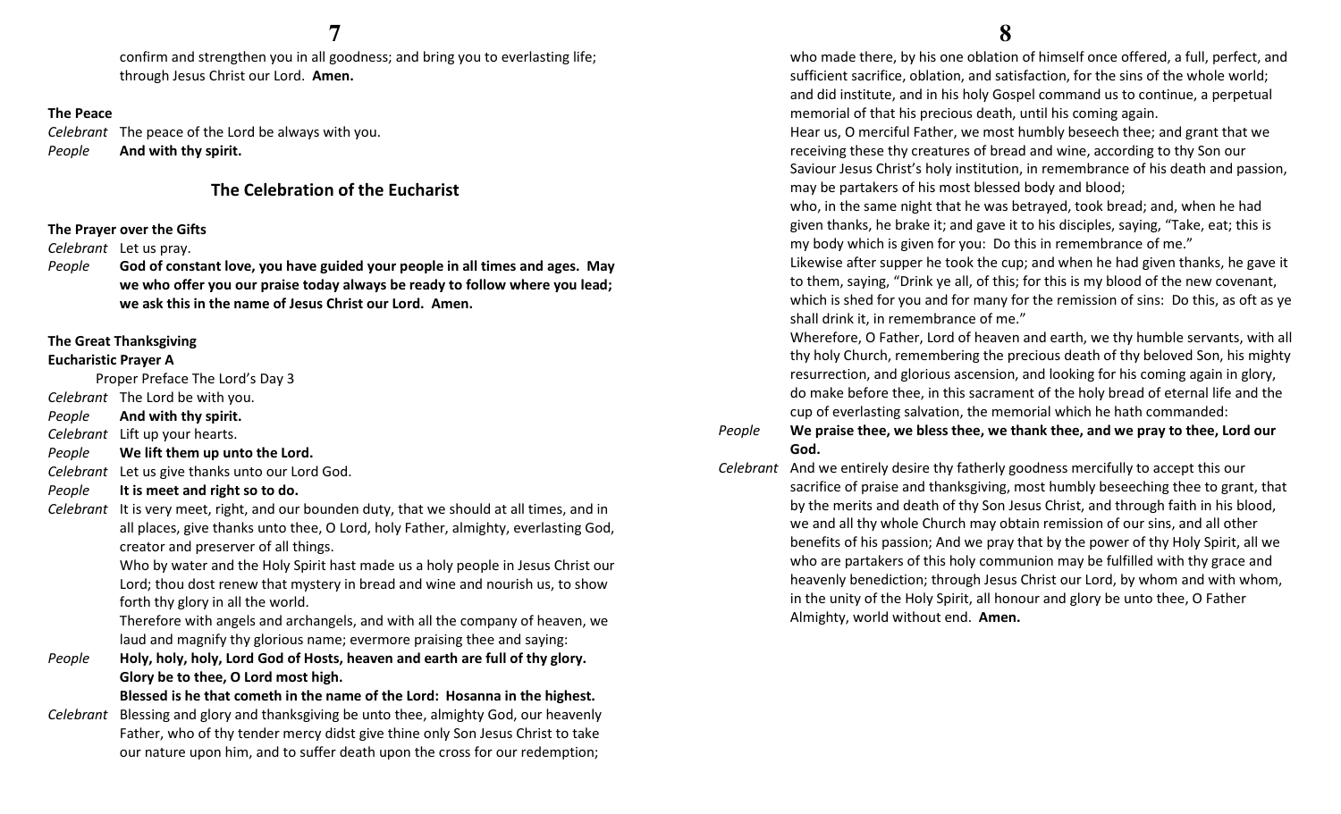confirm and strengthen you in all goodness; and bring you to everlasting life; through Jesus Christ our Lord. **Amen.**

**The Peace**

*Celebrant* The peace of the Lord be always with you.
*People* **And with thy spirit.**

## The Celebration of the Eucharist

**The Prayer over the Gifts**

*Celebrant* Let us pray.
*People* **God of constant love, you have guided your people in all times and ages. May we who offer you our praise today always be ready to follow where you lead; we ask this in the name of Jesus Christ our Lord. Amen.**

**The Great Thanksgiving**
**Eucharistic Prayer A**

Proper Preface The Lord's Day 3

*Celebrant* The Lord be with you.
*People* **And with thy spirit.**
*Celebrant* Lift up your hearts.
*People* **We lift them up unto the Lord.**
*Celebrant* Let us give thanks unto our Lord God.
*People* **It is meet and right so to do.**
*Celebrant* It is very meet, right, and our bounden duty, that we should at all times, and in all places, give thanks unto thee, O Lord, holy Father, almighty, everlasting God, creator and preserver of all things.

Who by water and the Holy Spirit hast made us a holy people in Jesus Christ our Lord; thou dost renew that mystery in bread and wine and nourish us, to show forth thy glory in all the world.

Therefore with angels and archangels, and with all the company of heaven, we laud and magnify thy glorious name; evermore praising thee and saying:

*People* **Holy, holy, holy, Lord God of Hosts, heaven and earth are full of thy glory. Glory be to thee, O Lord most high.**
**Blessed is he that cometh in the name of the Lord: Hosanna in the highest.**

*Celebrant* Blessing and glory and thanksgiving be unto thee, almighty God, our heavenly Father, who of thy tender mercy didst give thine only Son Jesus Christ to take our nature upon him, and to suffer death upon the cross for our redemption; who made there, by his one oblation of himself once offered, a full, perfect, and sufficient sacrifice, oblation, and satisfaction, for the sins of the whole world; and did institute, and in his holy Gospel command us to continue, a perpetual memorial of that his precious death, until his coming again.

Hear us, O merciful Father, we most humbly beseech thee; and grant that we receiving these thy creatures of bread and wine, according to thy Son our Saviour Jesus Christ's holy institution, in remembrance of his death and passion, may be partakers of his most blessed body and blood;

who, in the same night that he was betrayed, took bread; and, when he had given thanks, he brake it; and gave it to his disciples, saying, "Take, eat; this is my body which is given for you: Do this in remembrance of me."

Likewise after supper he took the cup; and when he had given thanks, he gave it to them, saying, "Drink ye all, of this; for this is my blood of the new covenant, which is shed for you and for many for the remission of sins: Do this, as oft as ye shall drink it, in remembrance of me."

Wherefore, O Father, Lord of heaven and earth, we thy humble servants, with all thy holy Church, remembering the precious death of thy beloved Son, his mighty resurrection, and glorious ascension, and looking for his coming again in glory, do make before thee, in this sacrament of the holy bread of eternal life and the cup of everlasting salvation, the memorial which he hath commanded:

*People* **We praise thee, we bless thee, we thank thee, and we pray to thee, Lord our God.**

*Celebrant* And we entirely desire thy fatherly goodness mercifully to accept this our sacrifice of praise and thanksgiving, most humbly beseeching thee to grant, that by the merits and death of thy Son Jesus Christ, and through faith in his blood, we and all thy whole Church may obtain remission of our sins, and all other benefits of his passion; And we pray that by the power of thy Holy Spirit, all we who are partakers of this holy communion may be fulfilled with thy grace and heavenly benediction; through Jesus Christ our Lord, by whom and with whom, in the unity of the Holy Spirit, all honour and glory be unto thee, O Father Almighty, world without end. **Amen.**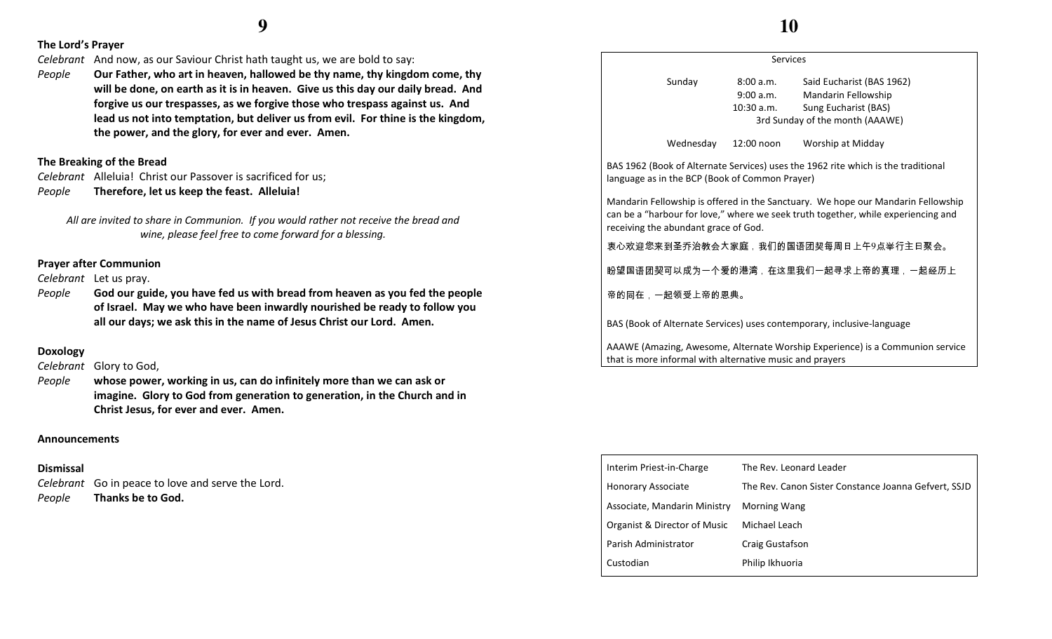### The Lord's Prayer

*Celebrant* And now, as our Saviour Christ hath taught us, we are bold to say:

*People* **Our Father, who art in heaven, hallowed be thy name, thy kingdom come, thy will be done, on earth as it is in heaven. Give us this day our daily bread. And forgive us our trespasses, as we forgive those who trespass against us. And lead us not into temptation, but deliver us from evil. For thine is the kingdom, the power, and the glory, for ever and ever. Amen.**

### The Breaking of the Bread

*Celebrant* Alleluia! Christ our Passover is sacrificed for us;

*People* **Therefore, let us keep the feast. Alleluia!**

*All are invited to share in Communion. If you would rather not receive the bread and wine, please feel free to come forward for a blessing.*

### Prayer after Communion

*Celebrant* Let us pray.

*People* **God our guide, you have fed us with bread from heaven as you fed the people of Israel. May we who have been inwardly nourished be ready to follow you all our days; we ask this in the name of Jesus Christ our Lord. Amen.**

### Doxology

*Celebrant* Glory to God,

*People* **whose power, working in us, can do infinitely more than we can ask or imagine. Glory to God from generation to generation, in the Church and in Christ Jesus, for ever and ever. Amen.**

### Announcements

### Dismissal

*Celebrant* Go in peace to love and serve the Lord.

*People* **Thanks be to God.**

Services

| | | |
|---|---|---|
| Sunday | 8:00 a.m. | Said Eucharist (BAS 1962) |
| | 9:00 a.m. | Mandarin Fellowship |
| | 10:30 a.m. | Sung Eucharist (BAS) |
| | | 3rd Sunday of the month (AAAWE) |
| Wednesday | 12:00 noon | Worship at Midday |

BAS 1962 (Book of Alternate Services) uses the 1962 rite which is the traditional language as in the BCP (Book of Common Prayer)

Mandarin Fellowship is offered in the Sanctuary. We hope our Mandarin Fellowship can be a "harbour for love," where we seek truth together, while experiencing and receiving the abundant grace of God.

衷心欢迎您来到圣乔治教会大家庭，我们的国语团契每周日上午9点举行主日聚会。

盼望国语团契可以成为一个爱的港湾，在这里我们一起寻求上帝的真理，一起经历上帝的同在，一起领受上帝的恩典。

BAS (Book of Alternate Services) uses contemporary, inclusive-language

AAAWE (Amazing, Awesome, Alternate Worship Experience) is a Communion service that is more informal with alternative music and prayers

| | |
|---|---|
| Interim Priest-in-Charge | The Rev. Leonard Leader |
| Honorary Associate | The Rev. Canon Sister Constance Joanna Gefvert, SSJD |
| Associate, Mandarin Ministry | Morning Wang |
| Organist & Director of Music | Michael Leach |
| Parish Administrator | Craig Gustafson |
| Custodian | Philip Ikhuoria |